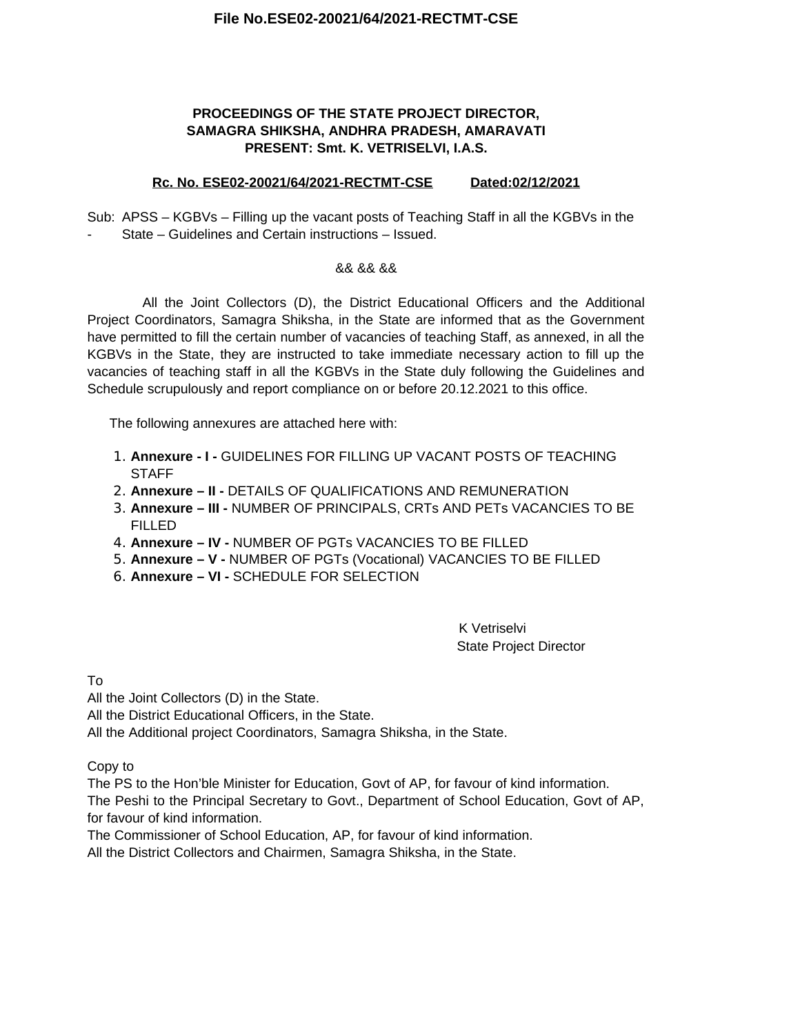**File No.ESE02-20021/64/2021-RECTMT-CSE**

**PROCEEDINGS OF THE STATE PROJECT DIRECTOR,**
**SAMAGRA SHIKSHA, ANDHRA PRADESH, AMARAVATI**
**PRESENT: Smt. K. VETRISELVI, I.A.S.**

**Rc. No. ESE02-20021/64/2021-RECTMT-CSE          Dated:02/12/2021**

Sub: APSS – KGBVs – Filling up the vacant posts of Teaching Staff in all the KGBVs in the State – Guidelines and Certain instructions – Issued.

&& && &&

All the Joint Collectors (D), the District Educational Officers and the Additional Project Coordinators, Samagra Shiksha, in the State are informed that as the Government have permitted to fill the certain number of vacancies of teaching Staff, as annexed, in all the KGBVs in the State, they are instructed to take immediate necessary action to fill up the vacancies of teaching staff in all the KGBVs in the State duly following the Guidelines and Schedule scrupulously and report compliance on or before 20.12.2021 to this office.

The following annexures are attached here with:

1. **Annexure - I -** GUIDELINES FOR FILLING UP VACANT POSTS OF TEACHING STAFF
2. **Annexure – II -** DETAILS OF QUALIFICATIONS AND REMUNERATION
3. **Annexure – III -** NUMBER OF PRINCIPALS, CRTs AND PETs VACANCIES TO BE FILLED
4. **Annexure – IV -** NUMBER OF PGTs VACANCIES TO BE FILLED
5. **Annexure – V -** NUMBER OF PGTs (Vocational) VACANCIES TO BE FILLED
6. **Annexure – VI -** SCHEDULE FOR SELECTION

K Vetriselvi
State Project Director

To
All the Joint Collectors (D) in the State.
All the District Educational Officers, in the State.
All the Additional project Coordinators, Samagra Shiksha, in the State.

Copy to
The PS to the Hon'ble Minister for Education, Govt of AP, for favour of kind information.
The Peshi to the Principal Secretary to Govt., Department of School Education, Govt of AP, for favour of kind information.
The Commissioner of School Education, AP, for favour of kind information.
All the District Collectors and Chairmen, Samagra Shiksha, in the State.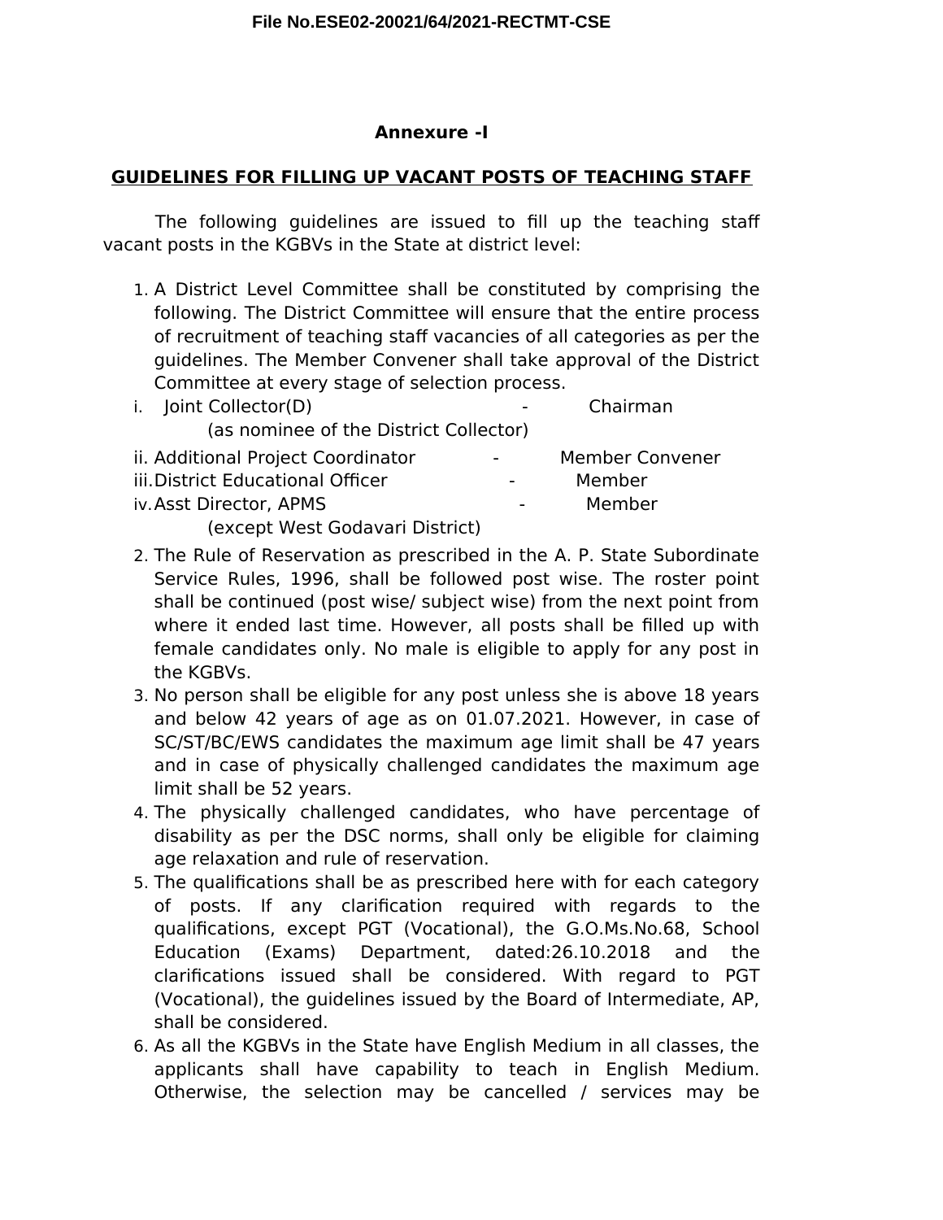**Annexure -I**

## GUIDELINES FOR FILLING UP VACANT POSTS OF TEACHING STAFF

The following guidelines are issued to fill up the teaching staff vacant posts in the KGBVs in the State at district level:

1. A District Level Committee shall be constituted by comprising the following. The District Committee will ensure that the entire process of recruitment of teaching staff vacancies of all categories as per the guidelines. The Member Convener shall take approval of the District Committee at every stage of selection process.

   i. Joint Collector(D) - Chairman
      (as nominee of the District Collector)
   
   ii. Additional Project Coordinator - Member Convener
   
   iii. District Educational Officer - Member
   
   iv. Asst Director, APMS - Member
      (except West Godavari District)

2. The Rule of Reservation as prescribed in the A. P. State Subordinate Service Rules, 1996, shall be followed post wise. The roster point shall be continued (post wise/ subject wise) from the next point from where it ended last time. However, all posts shall be filled up with female candidates only. No male is eligible to apply for any post in the KGBVs.
3. No person shall be eligible for any post unless she is above 18 years and below 42 years of age as on 01.07.2021. However, in case of SC/ST/BC/EWS candidates the maximum age limit shall be 47 years and in case of physically challenged candidates the maximum age limit shall be 52 years.
4. The physically challenged candidates, who have percentage of disability as per the DSC norms, shall only be eligible for claiming age relaxation and rule of reservation.
5. The qualifications shall be as prescribed here with for each category of posts. If any clarification required with regards to the qualifications, except PGT (Vocational), the G.O.Ms.No.68, School Education (Exams) Department, dated:26.10.2018 and the clarifications issued shall be considered. With regard to PGT (Vocational), the guidelines issued by the Board of Intermediate, AP, shall be considered.
6. As all the KGBVs in the State have English Medium in all classes, the applicants shall have capability to teach in English Medium. Otherwise, the selection may be cancelled / services may be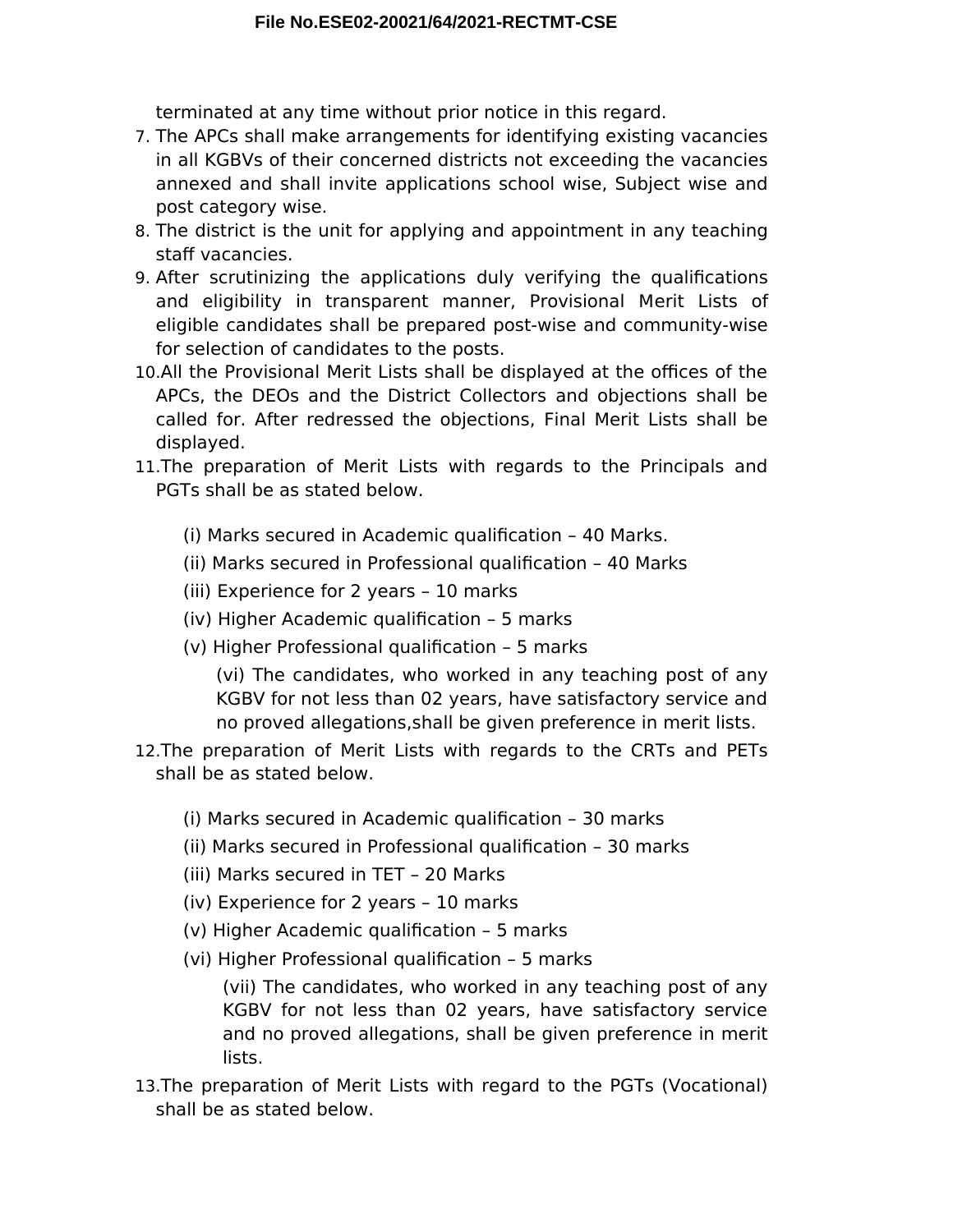terminated at any time without prior notice in this regard.

7. The APCs shall make arrangements for identifying existing vacancies in all KGBVs of their concerned districts not exceeding the vacancies annexed and shall invite applications school wise, Subject wise and post category wise.
8. The district is the unit for applying and appointment in any teaching staff vacancies.
9. After scrutinizing the applications duly verifying the qualifications and eligibility in transparent manner, Provisional Merit Lists of eligible candidates shall be prepared post-wise and community-wise for selection of candidates to the posts.
10. All the Provisional Merit Lists shall be displayed at the offices of the APCs, the DEOs and the District Collectors and objections shall be called for. After redressed the objections, Final Merit Lists shall be displayed.
11. The preparation of Merit Lists with regards to the Principals and PGTs shall be as stated below.

    (i) Marks secured in Academic qualification – 40 Marks.

    (ii) Marks secured in Professional qualification – 40 Marks

    (iii) Experience for 2 years – 10 marks

    (iv) Higher Academic qualification – 5 marks

    (v) Higher Professional qualification – 5 marks

    (vi) The candidates, who worked in any teaching post of any KGBV for not less than 02 years, have satisfactory service and no proved allegations,shall be given preference in merit lists.

12. The preparation of Merit Lists with regards to the CRTs and PETs shall be as stated below.

    (i) Marks secured in Academic qualification – 30 marks

    (ii) Marks secured in Professional qualification – 30 marks

    (iii) Marks secured in TET – 20 Marks

    (iv) Experience for 2 years – 10 marks

    (v) Higher Academic qualification – 5 marks

    (vi) Higher Professional qualification – 5 marks

    (vii) The candidates, who worked in any teaching post of any KGBV for not less than 02 years, have satisfactory service and no proved allegations, shall be given preference in merit lists.

13. The preparation of Merit Lists with regard to the PGTs (Vocational) shall be as stated below.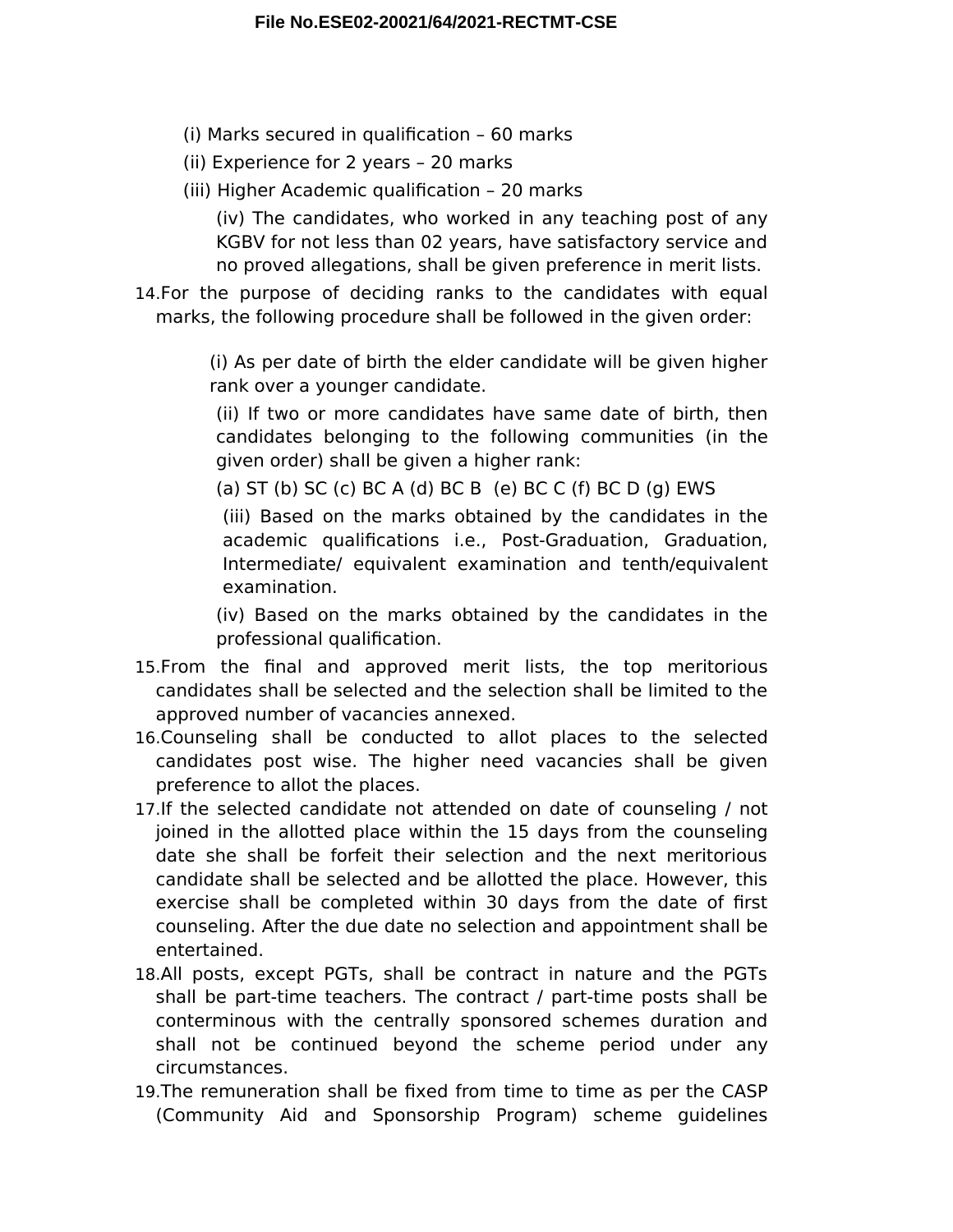(i) Marks secured in qualification – 60 marks

(ii) Experience for 2 years – 20 marks

(iii) Higher Academic qualification – 20 marks

(iv) The candidates, who worked in any teaching post of any KGBV for not less than 02 years, have satisfactory service and no proved allegations, shall be given preference in merit lists.

14. For the purpose of deciding ranks to the candidates with equal marks, the following procedure shall be followed in the given order:

    (i) As per date of birth the elder candidate will be given higher rank over a younger candidate.

    (ii) If two or more candidates have same date of birth, then candidates belonging to the following communities (in the given order) shall be given a higher rank:

    (a) ST (b) SC (c) BC A (d) BC B (e) BC C (f) BC D (g) EWS

    (iii) Based on the marks obtained by the candidates in the academic qualifications i.e., Post-Graduation, Graduation, Intermediate/ equivalent examination and tenth/equivalent examination.

    (iv) Based on the marks obtained by the candidates in the professional qualification.

15. From the final and approved merit lists, the top meritorious candidates shall be selected and the selection shall be limited to the approved number of vacancies annexed.
16. Counseling shall be conducted to allot places to the selected candidates post wise. The higher need vacancies shall be given preference to allot the places.
17. If the selected candidate not attended on date of counseling / not joined in the allotted place within the 15 days from the counseling date she shall be forfeit their selection and the next meritorious candidate shall be selected and be allotted the place. However, this exercise shall be completed within 30 days from the date of first counseling. After the due date no selection and appointment shall be entertained.
18. All posts, except PGTs, shall be contract in nature and the PGTs shall be part-time teachers. The contract / part-time posts shall be conterminous with the centrally sponsored schemes duration and shall not be continued beyond the scheme period under any circumstances.
19. The remuneration shall be fixed from time to time as per the CASP (Community Aid and Sponsorship Program) scheme guidelines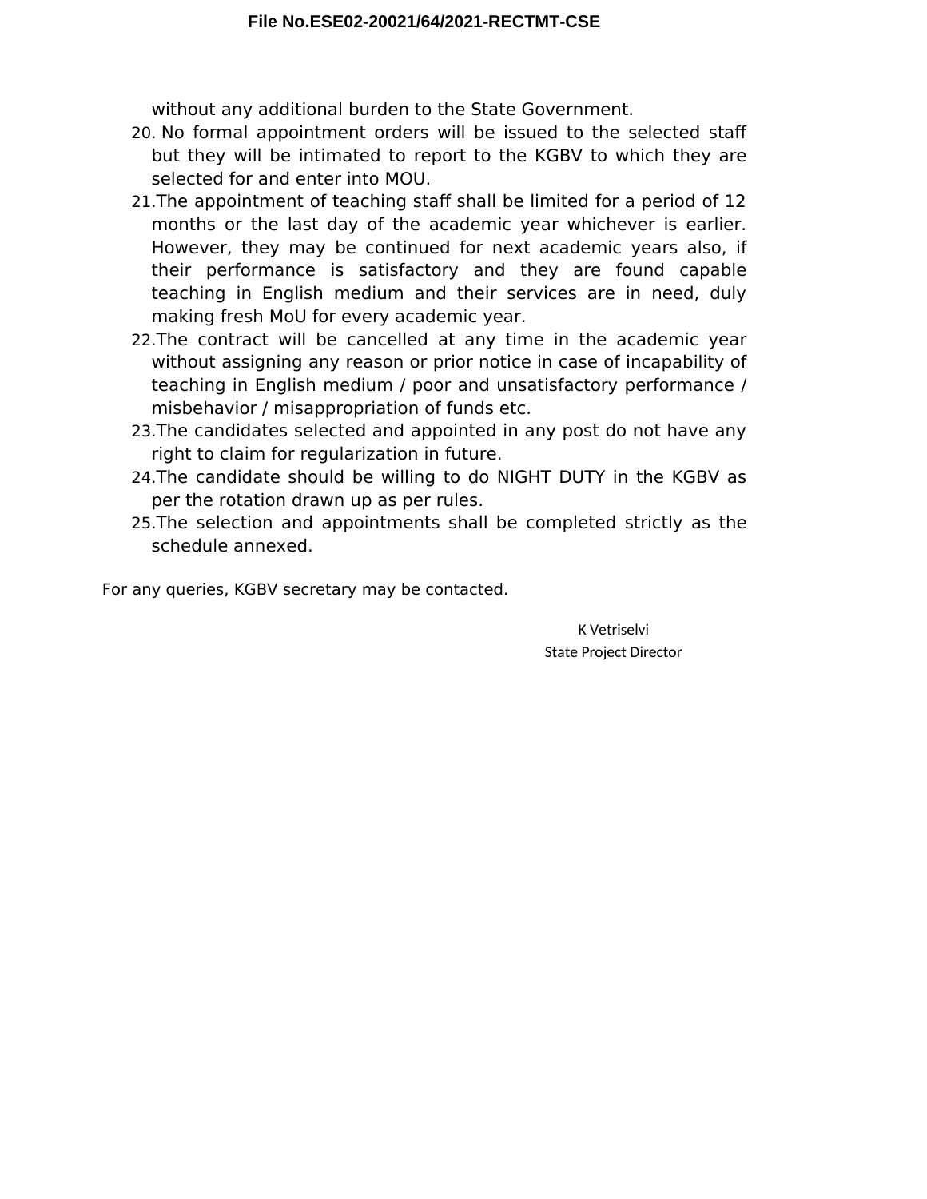without any additional burden to the State Government.

20. No formal appointment orders will be issued to the selected staff but they will be intimated to report to the KGBV to which they are selected for and enter into MOU.
21. The appointment of teaching staff shall be limited for a period of 12 months or the last day of the academic year whichever is earlier. However, they may be continued for next academic years also, if their performance is satisfactory and they are found capable teaching in English medium and their services are in need, duly making fresh MoU for every academic year.
22. The contract will be cancelled at any time in the academic year without assigning any reason or prior notice in case of incapability of teaching in English medium / poor and unsatisfactory performance / misbehavior / misappropriation of funds etc.
23. The candidates selected and appointed in any post do not have any right to claim for regularization in future.
24. The candidate should be willing to do NIGHT DUTY in the KGBV as per the rotation drawn up as per rules.
25. The selection and appointments shall be completed strictly as the schedule annexed.

For any queries, KGBV secretary may be contacted.

K Vetriselvi
State Project Director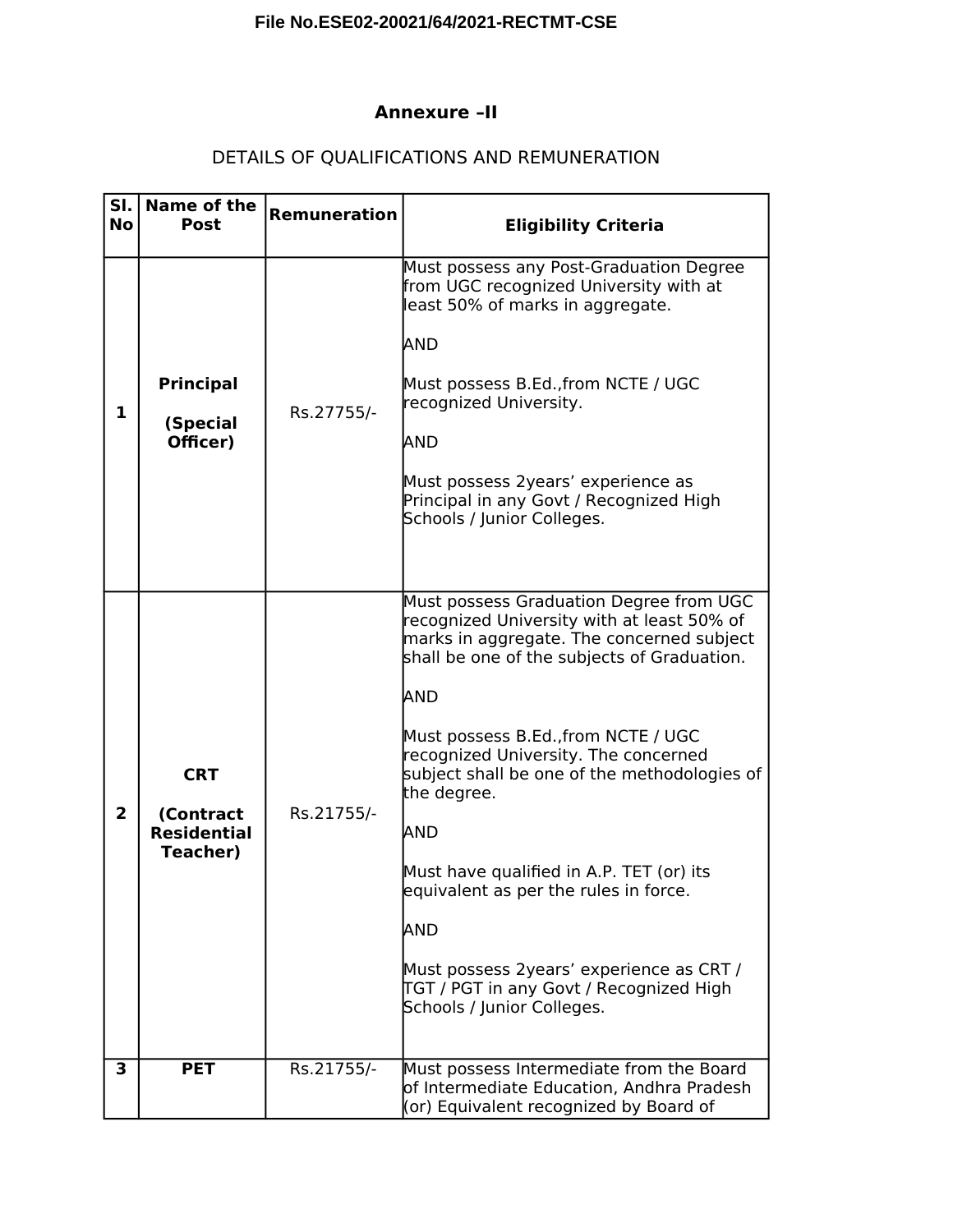File No.ESE02-20021/64/2021-RECTMT-CSE

## Annexure –II

### DETAILS OF QUALIFICATIONS AND REMUNERATION

| Sl. No | Name of the Post | Remuneration | Eligibility Criteria |
|---|---|---|---|
| **1** | **Principal**<br><br>**(Special Officer)** | Rs.27755/- | Must possess any Post-Graduation Degree from UGC recognized University with at least 50% of marks in aggregate.<br><br>AND<br><br>Must possess B.Ed.,from NCTE / UGC recognized University.<br><br>AND<br><br>Must possess 2years' experience as Principal in any Govt / Recognized High Schools / Junior Colleges. |
| **2** | **CRT**<br><br>**(Contract Residential Teacher)** | Rs.21755/- | Must possess Graduation Degree from UGC recognized University with at least 50% of marks in aggregate. The concerned subject shall be one of the subjects of Graduation.<br><br>AND<br><br>Must possess B.Ed.,from NCTE / UGC recognized University. The concerned subject shall be one of the methodologies of the degree.<br><br>AND<br><br>Must have qualified in A.P. TET (or) its equivalent as per the rules in force.<br><br>AND<br><br>Must possess 2years' experience as CRT / TGT / PGT in any Govt / Recognized High Schools / Junior Colleges. |
| **3** | **PET** | Rs.21755/- | Must possess Intermediate from the Board of Intermediate Education, Andhra Pradesh (or) Equivalent recognized by Board of |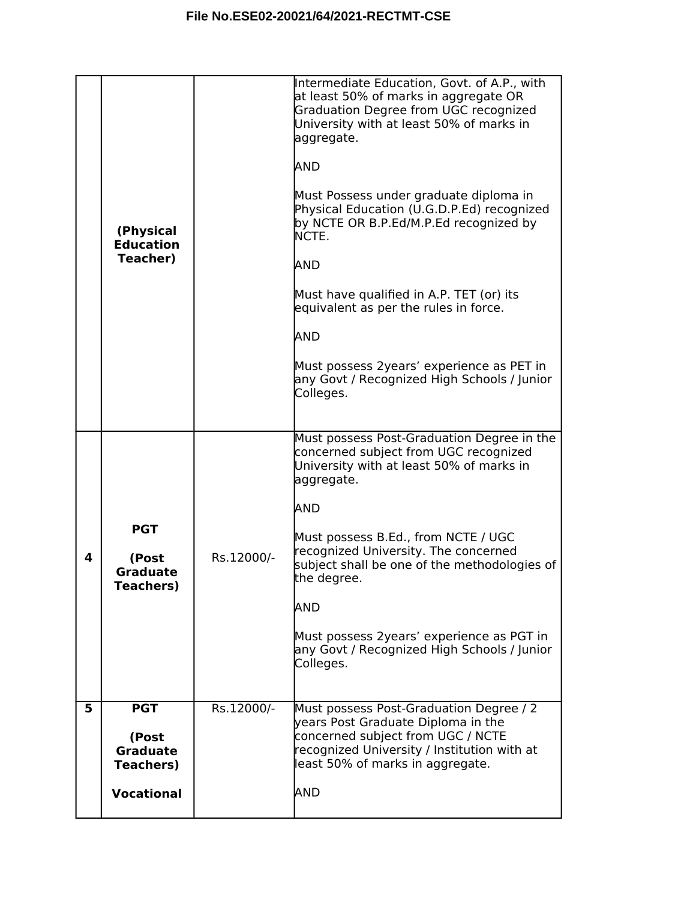| | | | |
|---|---|---|---|
| | **(Physical Education Teacher)** | | Intermediate Education, Govt. of A.P., with at least 50% of marks in aggregate OR Graduation Degree from UGC recognized University with at least 50% of marks in aggregate.<br><br>AND<br><br>Must Possess under graduate diploma in Physical Education (U.G.D.P.Ed) recognized by NCTE OR B.P.Ed/M.P.Ed recognized by NCTE.<br><br>AND<br><br>Must have qualified in A.P. TET (or) its equivalent as per the rules in force.<br><br>AND<br><br>Must possess 2years' experience as PET in any Govt / Recognized High Schools / Junior Colleges. |
| 4 | **PGT**<br><br>**(Post Graduate Teachers)** | Rs.12000/- | Must possess Post-Graduation Degree in the concerned subject from UGC recognized University with at least 50% of marks in aggregate.<br><br>AND<br><br>Must possess B.Ed., from NCTE / UGC recognized University. The concerned subject shall be one of the methodologies of the degree.<br><br>AND<br><br>Must possess 2years' experience as PGT in any Govt / Recognized High Schools / Junior Colleges. |
| 5 | **PGT**<br><br>**(Post Graduate Teachers)**<br><br>**Vocational** | Rs.12000/- | Must possess Post-Graduation Degree / 2 years Post Graduate Diploma in the concerned subject from UGC / NCTE recognized University / Institution with at least 50% of marks in aggregate.<br><br>AND |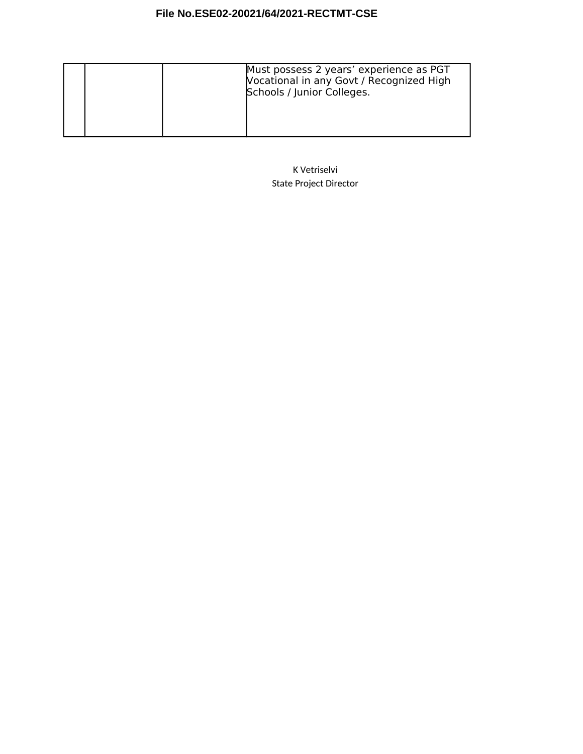File No.ESE02-20021/64/2021-RECTMT-CSE

| | | | |
|---|---|---|---|
| | | | Must possess 2 years' experience as PGT Vocational in any Govt / Recognized High Schools / Junior Colleges. |

K Vetriselvi
State Project Director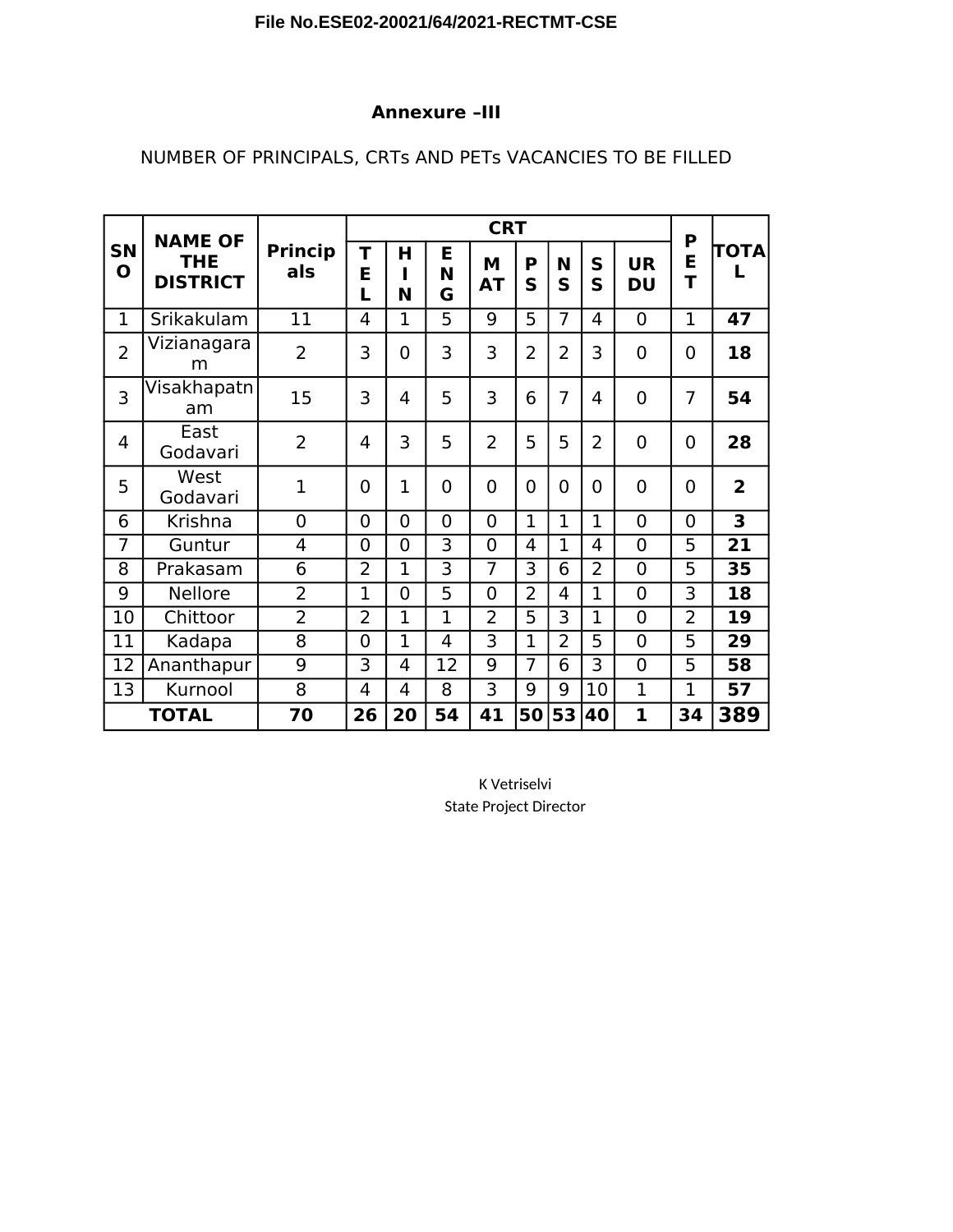File No.ESE02-20021/64/2021-RECTMT-CSE

## Annexure –III

NUMBER OF PRINCIPALS, CRTs AND PETs VACANCIES TO BE FILLED

| SNO | NAME OF THE DISTRICT | Principals | CRT | | | | | | | | PET | TOTAL |
|---|---|---|---|---|---|---|---|---|---|---|---|---|
| | | | TEL | HIN | ENG | MAT | PS | NS | SS | URDU | | |
| 1 | Srikakulam | 11 | 4 | 1 | 5 | 9 | 5 | 7 | 4 | 0 | 1 | **47** |
| 2 | Vizianagaram | 2 | 3 | 0 | 3 | 3 | 2 | 2 | 3 | 0 | 0 | **18** |
| 3 | Visakhapatnam | 15 | 3 | 4 | 5 | 3 | 6 | 7 | 4 | 0 | 7 | **54** |
| 4 | East Godavari | 2 | 4 | 3 | 5 | 2 | 5 | 5 | 2 | 0 | 0 | **28** |
| 5 | West Godavari | 1 | 0 | 1 | 0 | 0 | 0 | 0 | 0 | 0 | 0 | **2** |
| 6 | Krishna | 0 | 0 | 0 | 0 | 0 | 1 | 1 | 1 | 0 | 0 | **3** |
| 7 | Guntur | 4 | 0 | 0 | 3 | 0 | 4 | 1 | 4 | 0 | 5 | **21** |
| 8 | Prakasam | 6 | 2 | 1 | 3 | 7 | 3 | 6 | 2 | 0 | 5 | **35** |
| 9 | Nellore | 2 | 1 | 0 | 5 | 0 | 2 | 4 | 1 | 0 | 3 | **18** |
| 10 | Chittoor | 2 | 2 | 1 | 1 | 2 | 5 | 3 | 1 | 0 | 2 | **19** |
| 11 | Kadapa | 8 | 0 | 1 | 4 | 3 | 1 | 2 | 5 | 0 | 5 | **29** |
| 12 | Ananthapur | 9 | 3 | 4 | 12 | 9 | 7 | 6 | 3 | 0 | 5 | **58** |
| 13 | Kurnool | 8 | 4 | 4 | 8 | 3 | 9 | 9 | 10 | 1 | 1 | **57** |
| **TOTAL** | | **70** | **26** | **20** | **54** | **41** | **50** | **53** | **40** | **1** | **34** | **389** |

K Vetriselvi
State Project Director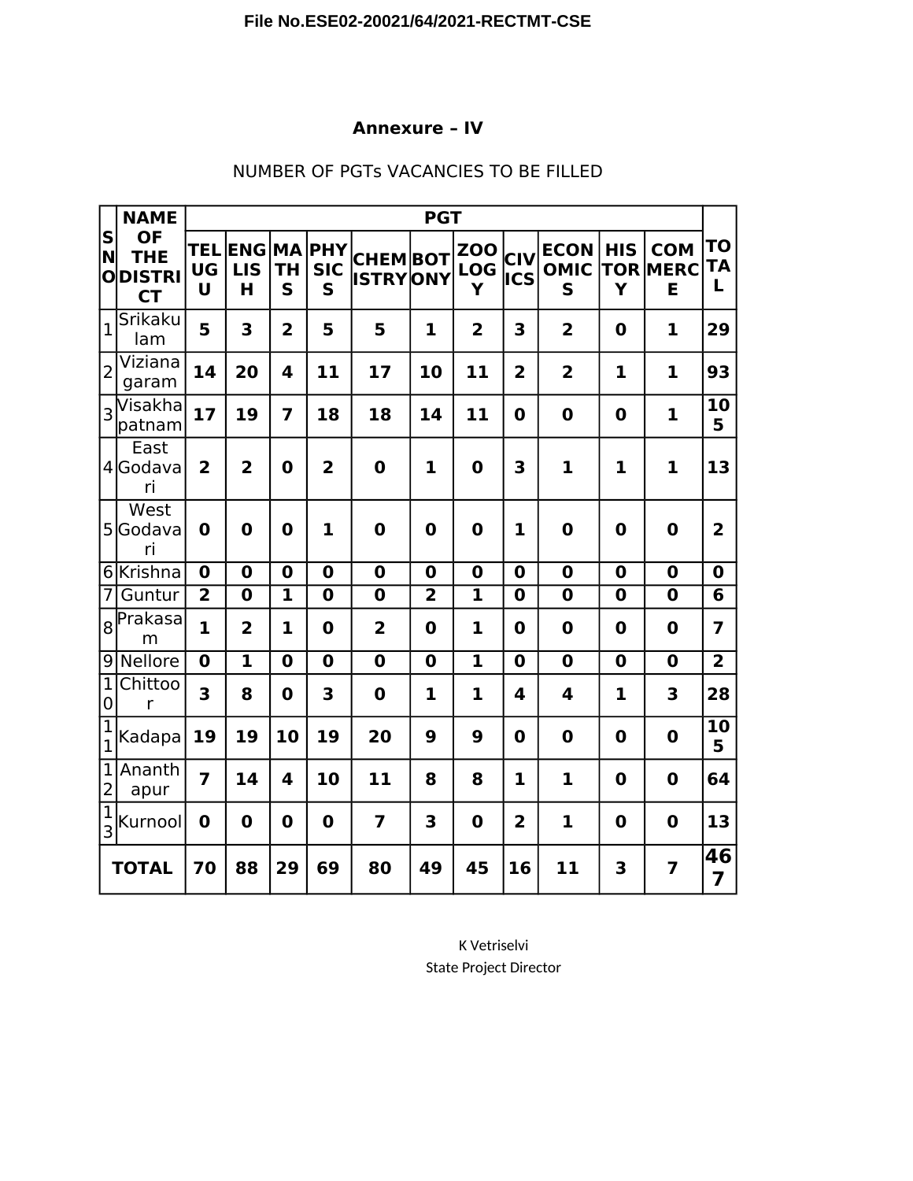File No.ESE02-20021/64/2021-RECTMT-CSE

## Annexure – IV

NUMBER OF PGTs VACANCIES TO BE FILLED

| S NO | NAME OF THE DISTRICT | PGT | | | | | | | | | | | TOTAL |
|---|---|---|---|---|---|---|---|---|---|---|---|---|---|
| | | TELUGU | ENGLISH | MATHS | PHYSICS | CHEMISTRY | BOTONY | ZOOLOGY | CIVICS | ECONOMICS | HISTORY | COMMERCE | |
| 1 | Srikakulam | 5 | 3 | 2 | 5 | 5 | 1 | 2 | 3 | 2 | 0 | 1 | 29 |
| 2 | Vizianagaram | 14 | 20 | 4 | 11 | 17 | 10 | 11 | 2 | 2 | 1 | 1 | 93 |
| 3 | Visakhapatnam | 17 | 19 | 7 | 18 | 18 | 14 | 11 | 0 | 0 | 0 | 1 | 105 |
| 4 | East Godavari | 2 | 2 | 0 | 2 | 0 | 1 | 0 | 3 | 1 | 1 | 1 | 13 |
| 5 | West Godavari | 0 | 0 | 0 | 1 | 0 | 0 | 0 | 1 | 0 | 0 | 0 | 2 |
| 6 | Krishna | 0 | 0 | 0 | 0 | 0 | 0 | 0 | 0 | 0 | 0 | 0 | 0 |
| 7 | Guntur | 2 | 0 | 1 | 0 | 0 | 2 | 1 | 0 | 0 | 0 | 0 | 6 |
| 8 | Prakasam | 1 | 2 | 1 | 0 | 2 | 0 | 1 | 0 | 0 | 0 | 0 | 7 |
| 9 | Nellore | 0 | 1 | 0 | 0 | 0 | 0 | 1 | 0 | 0 | 0 | 0 | 2 |
| 10 | Chittoor | 3 | 8 | 0 | 3 | 0 | 1 | 1 | 4 | 4 | 1 | 3 | 28 |
| 11 | Kadapa | 19 | 19 | 10 | 19 | 20 | 9 | 9 | 0 | 0 | 0 | 0 | 105 |
| 12 | Ananthapur | 7 | 14 | 4 | 10 | 11 | 8 | 8 | 1 | 1 | 0 | 0 | 64 |
| 13 | Kurnool | 0 | 0 | 0 | 0 | 7 | 3 | 0 | 2 | 1 | 0 | 0 | 13 |
| **TOTAL** | | **70** | **88** | **29** | **69** | **80** | **49** | **45** | **16** | **11** | **3** | **7** | **467** |

K Vetriselvi
State Project Director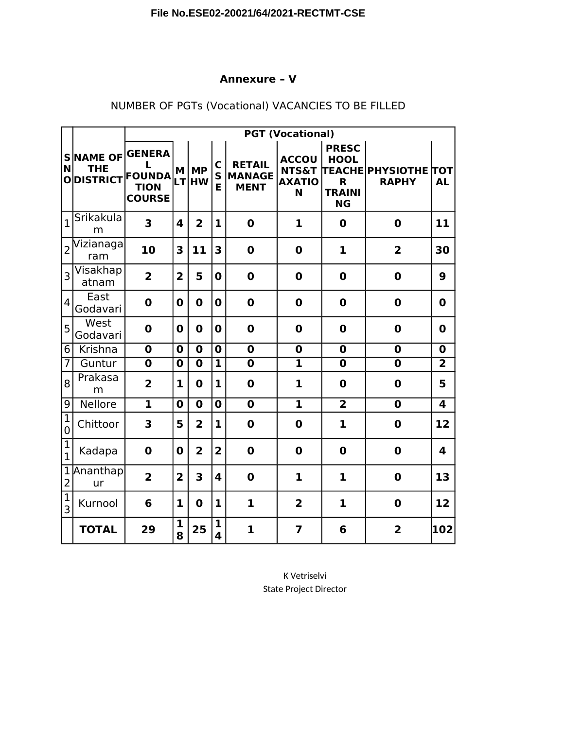File No.ESE02-20021/64/2021-RECTMT-CSE

## Annexure – V

NUMBER OF PGTs (Vocational) VACANCIES TO BE FILLED

| SNO | NAME OF THE DISTRICT | PGT (Vocational) | | | | | | | | |
|---|---|---|---|---|---|---|---|---|---|---|
| | | GENERAL FOUNDATION COURSE | MLT | MPHW | CSE | RETAIL MANAGEMENT | ACCOUNTS&TAXATION | PRESCHOOL TEACHER TRAINING | PHYSIOTHERAPHY | TOTAL |
| 1 | Srikakulam | 3 | 4 | 2 | 1 | 0 | 1 | 0 | 0 | 11 |
| 2 | Vizianagaram | 10 | 3 | 11 | 3 | 0 | 0 | 1 | 2 | 30 |
| 3 | Visakhapatnam | 2 | 2 | 5 | 0 | 0 | 0 | 0 | 0 | 9 |
| 4 | East Godavari | 0 | 0 | 0 | 0 | 0 | 0 | 0 | 0 | 0 |
| 5 | West Godavari | 0 | 0 | 0 | 0 | 0 | 0 | 0 | 0 | 0 |
| 6 | Krishna | 0 | 0 | 0 | 0 | 0 | 0 | 0 | 0 | 0 |
| 7 | Guntur | 0 | 0 | 0 | 1 | 0 | 1 | 0 | 0 | 2 |
| 8 | Prakasam | 2 | 1 | 0 | 1 | 0 | 1 | 0 | 0 | 5 |
| 9 | Nellore | 1 | 0 | 0 | 0 | 0 | 1 | 2 | 0 | 4 |
| 10 | Chittoor | 3 | 5 | 2 | 1 | 0 | 0 | 1 | 0 | 12 |
| 11 | Kadapa | 0 | 0 | 2 | 2 | 0 | 0 | 0 | 0 | 4 |
| 12 | Ananthapur | 2 | 2 | 3 | 4 | 0 | 1 | 1 | 0 | 13 |
| 13 | Kurnool | 6 | 1 | 0 | 1 | 1 | 2 | 1 | 0 | 12 |
| | **TOTAL** | 29 | 18 | 25 | 14 | 1 | 7 | 6 | 2 | 102 |

K Vetriselvi
State Project Director